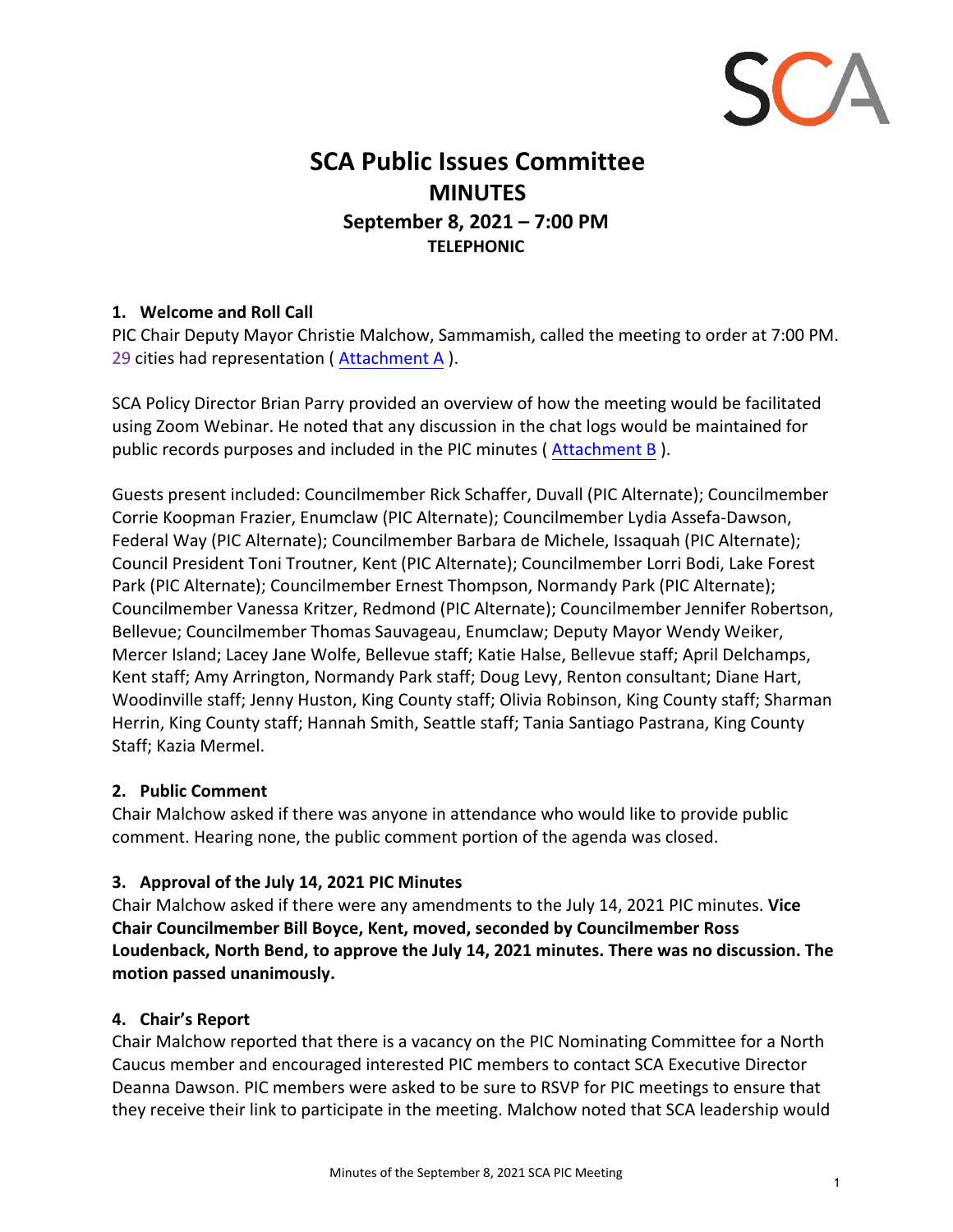# SCA Public Issues Committee
## MINUTES
### September 8, 2021 – 7:00 PM
#### TELEPHONIC

### 1. Welcome and Roll Call

PIC Chair Deputy Mayor Christie Malchow, Sammamish, called the meeting to order at 7:00 PM. 29 cities had representation ( Attachment A ).

SCA Policy Director Brian Parry provided an overview of how the meeting would be facilitated using Zoom Webinar. He noted that any discussion in the chat logs would be maintained for public records purposes and included in the PIC minutes ( Attachment B ).

Guests present included: Councilmember Rick Schaffer, Duvall (PIC Alternate); Councilmember Corrie Koopman Frazier, Enumclaw (PIC Alternate); Councilmember Lydia Assefa-Dawson, Federal Way (PIC Alternate); Councilmember Barbara de Michele, Issaquah (PIC Alternate); Council President Toni Troutner, Kent (PIC Alternate); Councilmember Lorri Bodi, Lake Forest Park (PIC Alternate); Councilmember Ernest Thompson, Normandy Park (PIC Alternate); Councilmember Vanessa Kritzer, Redmond (PIC Alternate); Councilmember Jennifer Robertson, Bellevue; Councilmember Thomas Sauvageau, Enumclaw; Deputy Mayor Wendy Weiker, Mercer Island; Lacey Jane Wolfe, Bellevue staff; Katie Halse, Bellevue staff; April Delchamps, Kent staff; Amy Arrington, Normandy Park staff; Doug Levy, Renton consultant; Diane Hart, Woodinville staff; Jenny Huston, King County staff; Olivia Robinson, King County staff; Sharman Herrin, King County staff; Hannah Smith, Seattle staff; Tania Santiago Pastrana, King County Staff; Kazia Mermel.

### 2. Public Comment

Chair Malchow asked if there was anyone in attendance who would like to provide public comment. Hearing none, the public comment portion of the agenda was closed.

### 3. Approval of the July 14, 2021 PIC Minutes

Chair Malchow asked if there were any amendments to the July 14, 2021 PIC minutes. **Vice Chair Councilmember Bill Boyce, Kent, moved, seconded by Councilmember Ross Loudenback, North Bend, to approve the July 14, 2021 minutes. There was no discussion. The motion passed unanimously.**

### 4. Chair's Report

Chair Malchow reported that there is a vacancy on the PIC Nominating Committee for a North Caucus member and encouraged interested PIC members to contact SCA Executive Director Deanna Dawson. PIC members were asked to be sure to RSVP for PIC meetings to ensure that they receive their link to participate in the meeting. Malchow noted that SCA leadership would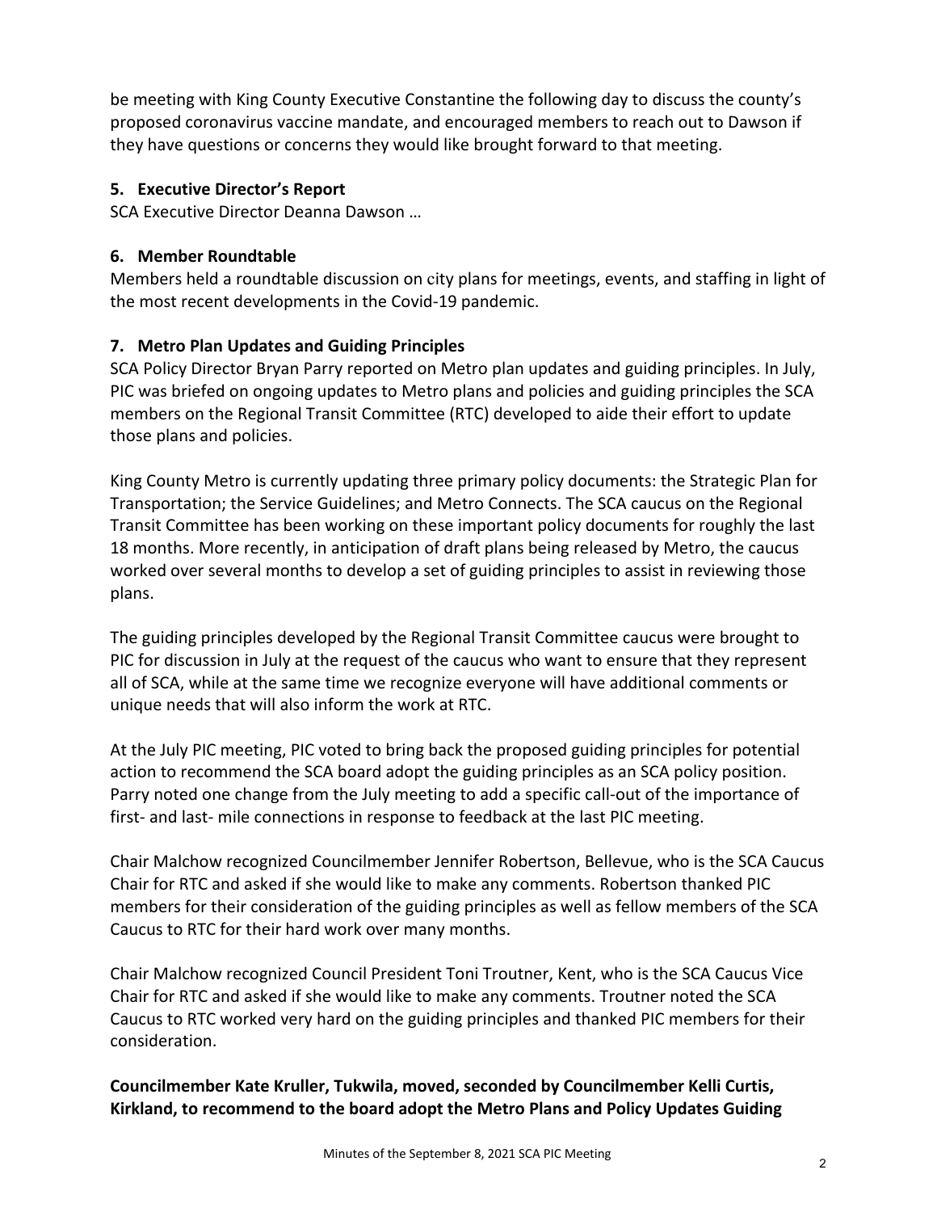be meeting with King County Executive Constantine the following day to discuss the county's proposed coronavirus vaccine mandate, and encouraged members to reach out to Dawson if they have questions or concerns they would like brought forward to that meeting.

### 5. Executive Director's Report

SCA Executive Director Deanna Dawson …

### 6. Member Roundtable

Members held a roundtable discussion on city plans for meetings, events, and staffing in light of the most recent developments in the Covid-19 pandemic.

### 7. Metro Plan Updates and Guiding Principles

SCA Policy Director Bryan Parry reported on Metro plan updates and guiding principles. In July, PIC was briefed on ongoing updates to Metro plans and policies and guiding principles the SCA members on the Regional Transit Committee (RTC) developed to aide their effort to update those plans and policies.

King County Metro is currently updating three primary policy documents: the Strategic Plan for Transportation; the Service Guidelines; and Metro Connects. The SCA caucus on the Regional Transit Committee has been working on these important policy documents for roughly the last 18 months. More recently, in anticipation of draft plans being released by Metro, the caucus worked over several months to develop a set of guiding principles to assist in reviewing those plans.

The guiding principles developed by the Regional Transit Committee caucus were brought to PIC for discussion in July at the request of the caucus who want to ensure that they represent all of SCA, while at the same time we recognize everyone will have additional comments or unique needs that will also inform the work at RTC.

At the July PIC meeting, PIC voted to bring back the proposed guiding principles for potential action to recommend the SCA board adopt the guiding principles as an SCA policy position. Parry noted one change from the July meeting to add a specific call-out of the importance of first- and last- mile connections in response to feedback at the last PIC meeting.

Chair Malchow recognized Councilmember Jennifer Robertson, Bellevue, who is the SCA Caucus Chair for RTC and asked if she would like to make any comments. Robertson thanked PIC members for their consideration of the guiding principles as well as fellow members of the SCA Caucus to RTC for their hard work over many months.

Chair Malchow recognized Council President Toni Troutner, Kent, who is the SCA Caucus Vice Chair for RTC and asked if she would like to make any comments. Troutner noted the SCA Caucus to RTC worked very hard on the guiding principles and thanked PIC members for their consideration.

**Councilmember Kate Kruller, Tukwila, moved, seconded by Councilmember Kelli Curtis, Kirkland, to recommend to the board adopt the Metro Plans and Policy Updates Guiding**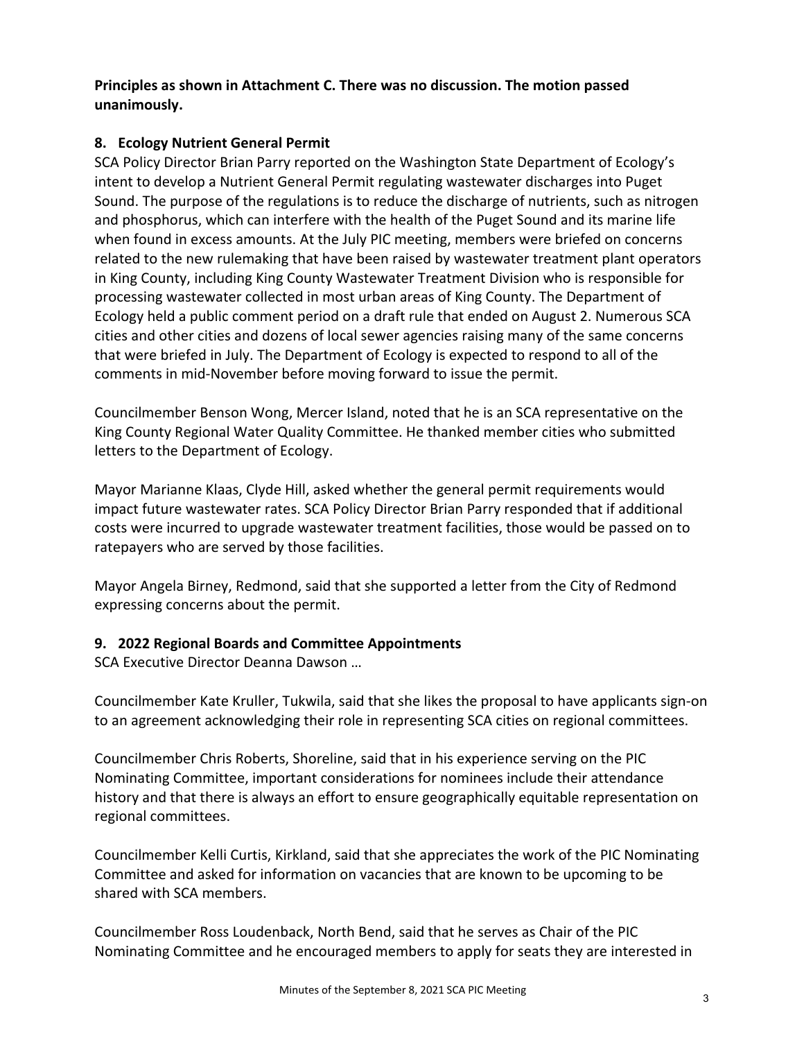**Principles as shown in Attachment C. There was no discussion. The motion passed unanimously.**

## 8. Ecology Nutrient General Permit

SCA Policy Director Brian Parry reported on the Washington State Department of Ecology's intent to develop a Nutrient General Permit regulating wastewater discharges into Puget Sound. The purpose of the regulations is to reduce the discharge of nutrients, such as nitrogen and phosphorus, which can interfere with the health of the Puget Sound and its marine life when found in excess amounts. At the July PIC meeting, members were briefed on concerns related to the new rulemaking that have been raised by wastewater treatment plant operators in King County, including King County Wastewater Treatment Division who is responsible for processing wastewater collected in most urban areas of King County. The Department of Ecology held a public comment period on a draft rule that ended on August 2. Numerous SCA cities and other cities and dozens of local sewer agencies raising many of the same concerns that were briefed in July. The Department of Ecology is expected to respond to all of the comments in mid-November before moving forward to issue the permit.

Councilmember Benson Wong, Mercer Island, noted that he is an SCA representative on the King County Regional Water Quality Committee. He thanked member cities who submitted letters to the Department of Ecology.

Mayor Marianne Klaas, Clyde Hill, asked whether the general permit requirements would impact future wastewater rates. SCA Policy Director Brian Parry responded that if additional costs were incurred to upgrade wastewater treatment facilities, those would be passed on to ratepayers who are served by those facilities.

Mayor Angela Birney, Redmond, said that she supported a letter from the City of Redmond expressing concerns about the permit.

## 9. 2022 Regional Boards and Committee Appointments

SCA Executive Director Deanna Dawson …

Councilmember Kate Kruller, Tukwila, said that she likes the proposal to have applicants sign-on to an agreement acknowledging their role in representing SCA cities on regional committees.

Councilmember Chris Roberts, Shoreline, said that in his experience serving on the PIC Nominating Committee, important considerations for nominees include their attendance history and that there is always an effort to ensure geographically equitable representation on regional committees.

Councilmember Kelli Curtis, Kirkland, said that she appreciates the work of the PIC Nominating Committee and asked for information on vacancies that are known to be upcoming to be shared with SCA members.

Councilmember Ross Loudenback, North Bend, said that he serves as Chair of the PIC Nominating Committee and he encouraged members to apply for seats they are interested in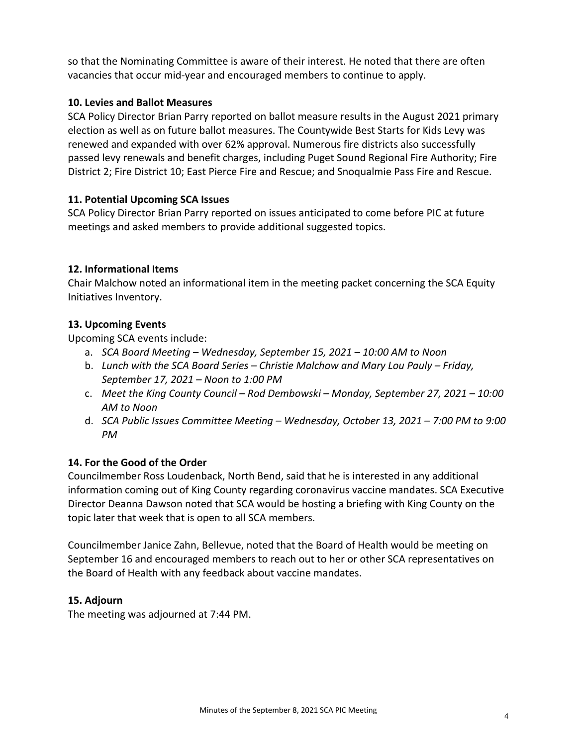so that the Nominating Committee is aware of their interest. He noted that there are often vacancies that occur mid-year and encouraged members to continue to apply.

**10. Levies and Ballot Measures**

SCA Policy Director Brian Parry reported on ballot measure results in the August 2021 primary election as well as on future ballot measures. The Countywide Best Starts for Kids Levy was renewed and expanded with over 62% approval. Numerous fire districts also successfully passed levy renewals and benefit charges, including Puget Sound Regional Fire Authority; Fire District 2; Fire District 10; East Pierce Fire and Rescue; and Snoqualmie Pass Fire and Rescue.

**11. Potential Upcoming SCA Issues**

SCA Policy Director Brian Parry reported on issues anticipated to come before PIC at future meetings and asked members to provide additional suggested topics.

**12. Informational Items**

Chair Malchow noted an informational item in the meeting packet concerning the SCA Equity Initiatives Inventory.

**13. Upcoming Events**

Upcoming SCA events include:

a. *SCA Board Meeting – Wednesday, September 15, 2021 – 10:00 AM to Noon*
b. *Lunch with the SCA Board Series – Christie Malchow and Mary Lou Pauly – Friday, September 17, 2021 – Noon to 1:00 PM*
c. *Meet the King County Council – Rod Dembowski – Monday, September 27, 2021 – 10:00 AM to Noon*
d. *SCA Public Issues Committee Meeting – Wednesday, October 13, 2021 – 7:00 PM to 9:00 PM*

**14. For the Good of the Order**

Councilmember Ross Loudenback, North Bend, said that he is interested in any additional information coming out of King County regarding coronavirus vaccine mandates. SCA Executive Director Deanna Dawson noted that SCA would be hosting a briefing with King County on the topic later that week that is open to all SCA members.

Councilmember Janice Zahn, Bellevue, noted that the Board of Health would be meeting on September 16 and encouraged members to reach out to her or other SCA representatives on the Board of Health with any feedback about vaccine mandates.

**15. Adjourn**

The meeting was adjourned at 7:44 PM.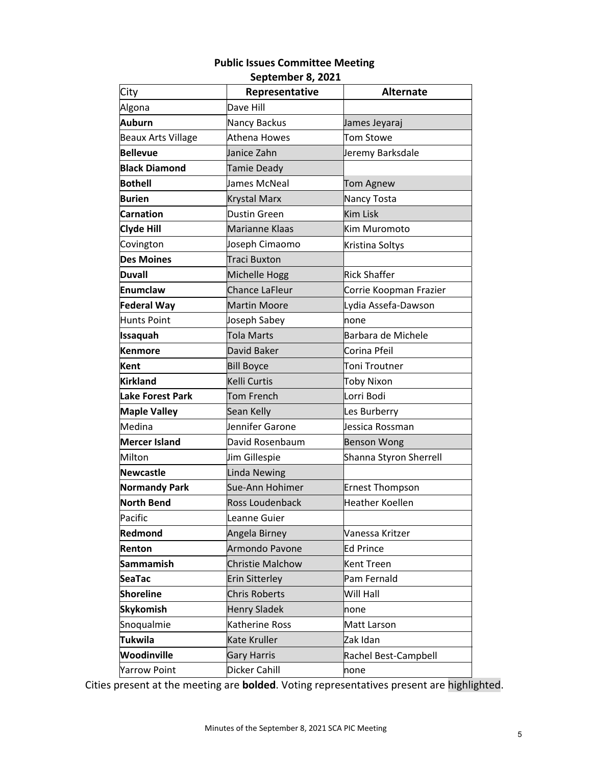**Public Issues Committee Meeting**
**September 8, 2021**

| City | Representative | Alternate |
|---|---|---|
| Algona | Dave Hill | |
| **Auburn** | Nancy Backus | James Jeyaraj |
| Beaux Arts Village | Athena Howes | Tom Stowe |
| **Bellevue** | Janice Zahn | Jeremy Barksdale |
| **Black Diamond** | Tamie Deady | |
| **Bothell** | James McNeal | Tom Agnew |
| **Burien** | Krystal Marx | Nancy Tosta |
| **Carnation** | Dustin Green | Kim Lisk |
| **Clyde Hill** | Marianne Klaas | Kim Muromoto |
| Covington | Joseph Cimaomo | Kristina Soltys |
| **Des Moines** | Traci Buxton | |
| **Duvall** | Michelle Hogg | Rick Shaffer |
| **Enumclaw** | Chance LaFleur | Corrie Koopman Frazier |
| **Federal Way** | Martin Moore | Lydia Assefa-Dawson |
| Hunts Point | Joseph Sabey | none |
| **Issaquah** | Tola Marts | Barbara de Michele |
| **Kenmore** | David Baker | Corina Pfeil |
| **Kent** | Bill Boyce | Toni Troutner |
| **Kirkland** | Kelli Curtis | Toby Nixon |
| **Lake Forest Park** | Tom French | Lorri Bodi |
| **Maple Valley** | Sean Kelly | Les Burberry |
| Medina | Jennifer Garone | Jessica Rossman |
| **Mercer Island** | David Rosenbaum | Benson Wong |
| Milton | Jim Gillespie | Shanna Styron Sherrell |
| **Newcastle** | Linda Newing | |
| **Normandy Park** | Sue-Ann Hohimer | Ernest Thompson |
| **North Bend** | Ross Loudenback | Heather Koellen |
| Pacific | Leanne Guier | |
| **Redmond** | Angela Birney | Vanessa Kritzer |
| **Renton** | Armondo Pavone | Ed Prince |
| **Sammamish** | Christie Malchow | Kent Treen |
| **SeaTac** | Erin Sitterley | Pam Fernald |
| **Shoreline** | Chris Roberts | Will Hall |
| **Skykomish** | Henry Sladek | none |
| Snoqualmie | Katherine Ross | Matt Larson |
| **Tukwila** | Kate Kruller | Zak Idan |
| **Woodinville** | Gary Harris | Rachel Best-Campbell |
| Yarrow Point | Dicker Cahill | none |

Cities present at the meeting are **bolded**. Voting representatives present are highlighted.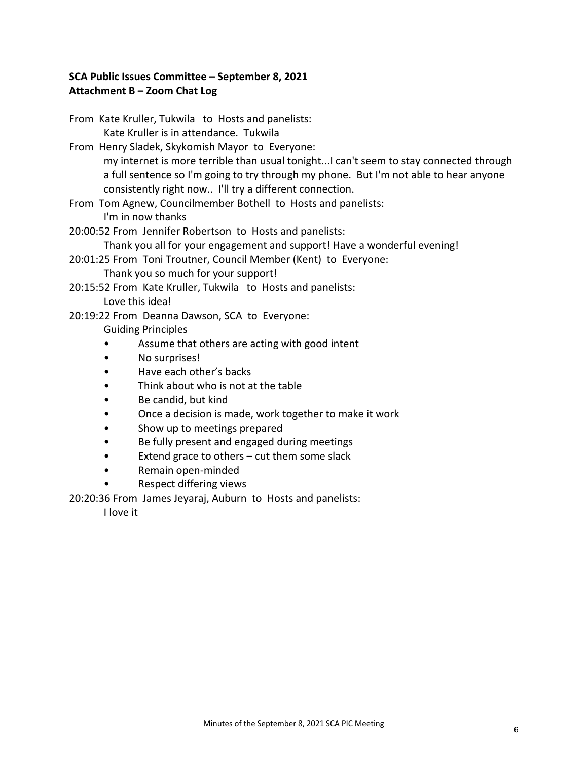**SCA Public Issues Committee – September 8, 2021**
**Attachment B – Zoom Chat Log**

From Kate Kruller, Tukwila to Hosts and panelists:
  Kate Kruller is in attendance. Tukwila

From Henry Sladek, Skykomish Mayor to Everyone:
  my internet is more terrible than usual tonight...I can't seem to stay connected through a full sentence so I'm going to try through my phone. But I'm not able to hear anyone consistently right now.. I'll try a different connection.

From Tom Agnew, Councilmember Bothell to Hosts and panelists:
  I'm in now thanks

20:00:52 From Jennifer Robertson to Hosts and panelists:
  Thank you all for your engagement and support! Have a wonderful evening!

20:01:25 From Toni Troutner, Council Member (Kent) to Everyone:
  Thank you so much for your support!

20:15:52 From Kate Kruller, Tukwila to Hosts and panelists:
  Love this idea!

20:19:22 From Deanna Dawson, SCA to Everyone:
  Guiding Principles

- Assume that others are acting with good intent
- No surprises!
- Have each other's backs
- Think about who is not at the table
- Be candid, but kind
- Once a decision is made, work together to make it work
- Show up to meetings prepared
- Be fully present and engaged during meetings
- Extend grace to others – cut them some slack
- Remain open-minded
- Respect differing views

20:20:36 From James Jeyaraj, Auburn to Hosts and panelists:
  I love it